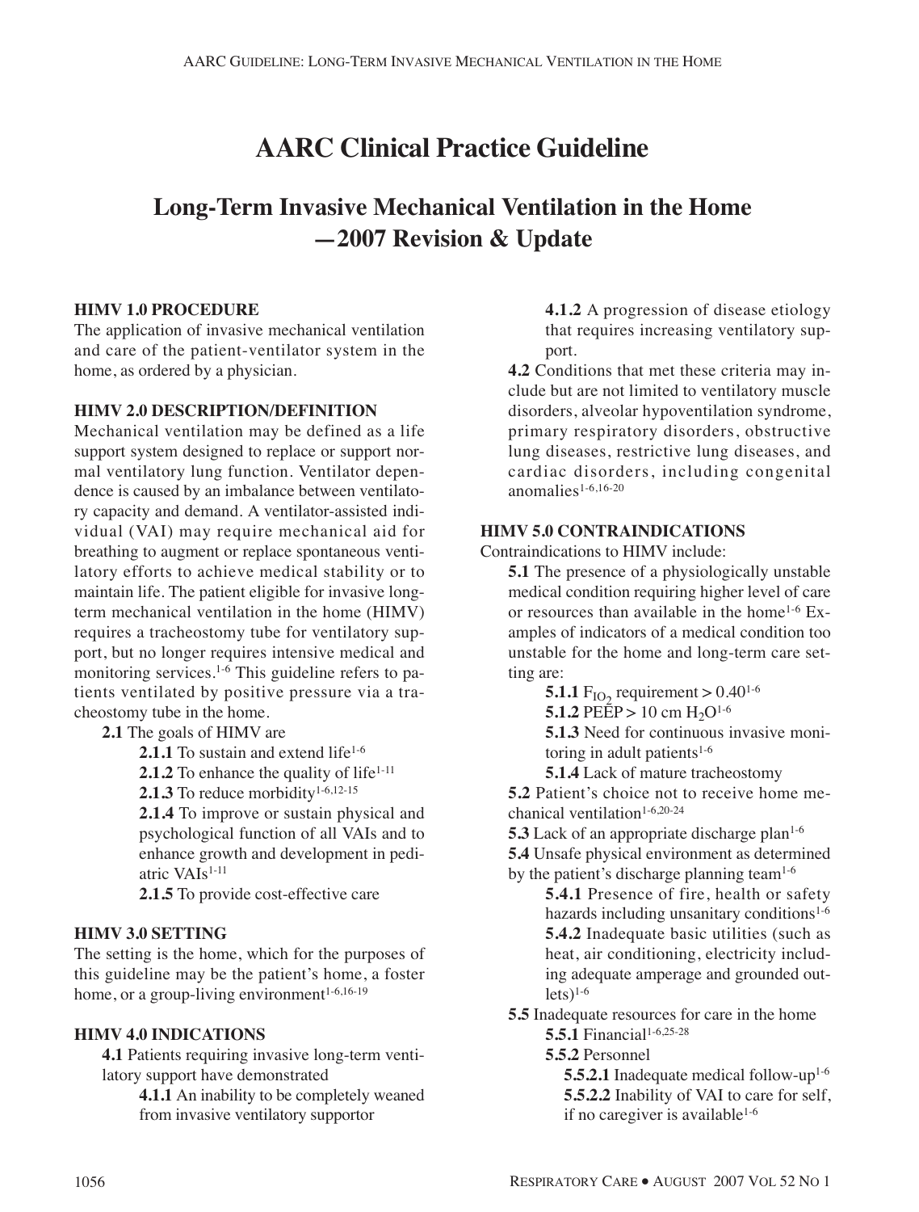# AARC Clinical Practice Guideline

## Long-Term Invasive Mechanical Ventilation in the Home —2007 Revision & Update

**HIMV 1.0 PROCEDURE**

The application of invasive mechanical ventilation and care of the patient-ventilator system in the home, as ordered by a physician.

**HIMV 2.0 DESCRIPTION/DEFINITION**

Mechanical ventilation may be defined as a life support system designed to replace or support normal ventilatory lung function. Ventilator dependence is caused by an imbalance between ventilatory capacity and demand. A ventilator-assisted individual (VAI) may require mechanical aid for breathing to augment or replace spontaneous ventilatory efforts to achieve medical stability or to maintain life. The patient eligible for invasive long-term mechanical ventilation in the home (HIMV) requires a tracheostomy tube for ventilatory support, but no longer requires intensive medical and monitoring services.[1-6] This guideline refers to patients ventilated by positive pressure via a tracheostomy tube in the home.

**2.1** The goals of HIMV are

- **2.1.1** To sustain and extend life[1-6]
- **2.1.2** To enhance the quality of life[1-11]
- **2.1.3** To reduce morbidity[1-6,12-15]
- **2.1.4** To improve or sustain physical and psychological function of all VAIs and to enhance growth and development in pediatric VAIs[1-11]
- **2.1.5** To provide cost-effective care

**HIMV 3.0 SETTING**

The setting is the home, which for the purposes of this guideline may be the patient's home, a foster home, or a group-living environment[1-6,16-19]

**HIMV 4.0 INDICATIONS**

**4.1** Patients requiring invasive long-term ventilatory support have demonstrated

- **4.1.1** An inability to be completely weaned from invasive ventilatory supportor
- **4.1.2** A progression of disease etiology that requires increasing ventilatory support.

**4.2** Conditions that met these criteria may include but are not limited to ventilatory muscle disorders, alveolar hypoventilation syndrome, primary respiratory disorders, obstructive lung diseases, restrictive lung diseases, and cardiac disorders, including congenital anomalies[1-6,16-20]

**HIMV 5.0 CONTRAINDICATIONS**

Contraindications to HIMV include:

**5.1** The presence of a physiologically unstable medical condition requiring higher level of care or resources than available in the home[1-6] Examples of indicators of a medical condition too unstable for the home and long-term care setting are:

- **5.1.1** $F_{IO_2}$ requirement > 0.40[1-6]
- **5.1.2** PEEP > 10 cm $H_2O$[1-6]
- **5.1.3** Need for continuous invasive monitoring in adult patients[1-6]
- **5.1.4** Lack of mature tracheostomy

**5.2** Patient's choice not to receive home mechanical ventilation[1-6,20-24]

**5.3** Lack of an appropriate discharge plan[1-6]

**5.4** Unsafe physical environment as determined by the patient's discharge planning team[1-6]

- **5.4.1** Presence of fire, health or safety hazards including unsanitary conditions[1-6]
- **5.4.2** Inadequate basic utilities (such as heat, air conditioning, electricity including adequate amperage and grounded outlets)[1-6]

**5.5** Inadequate resources for care in the home

- **5.5.1** Financial[1-6,25-28]
- **5.5.2** Personnel
  - **5.5.2.1** Inadequate medical follow-up[1-6]
  - **5.5.2.2** Inability of VAI to care for self, if no caregiver is available[1-6]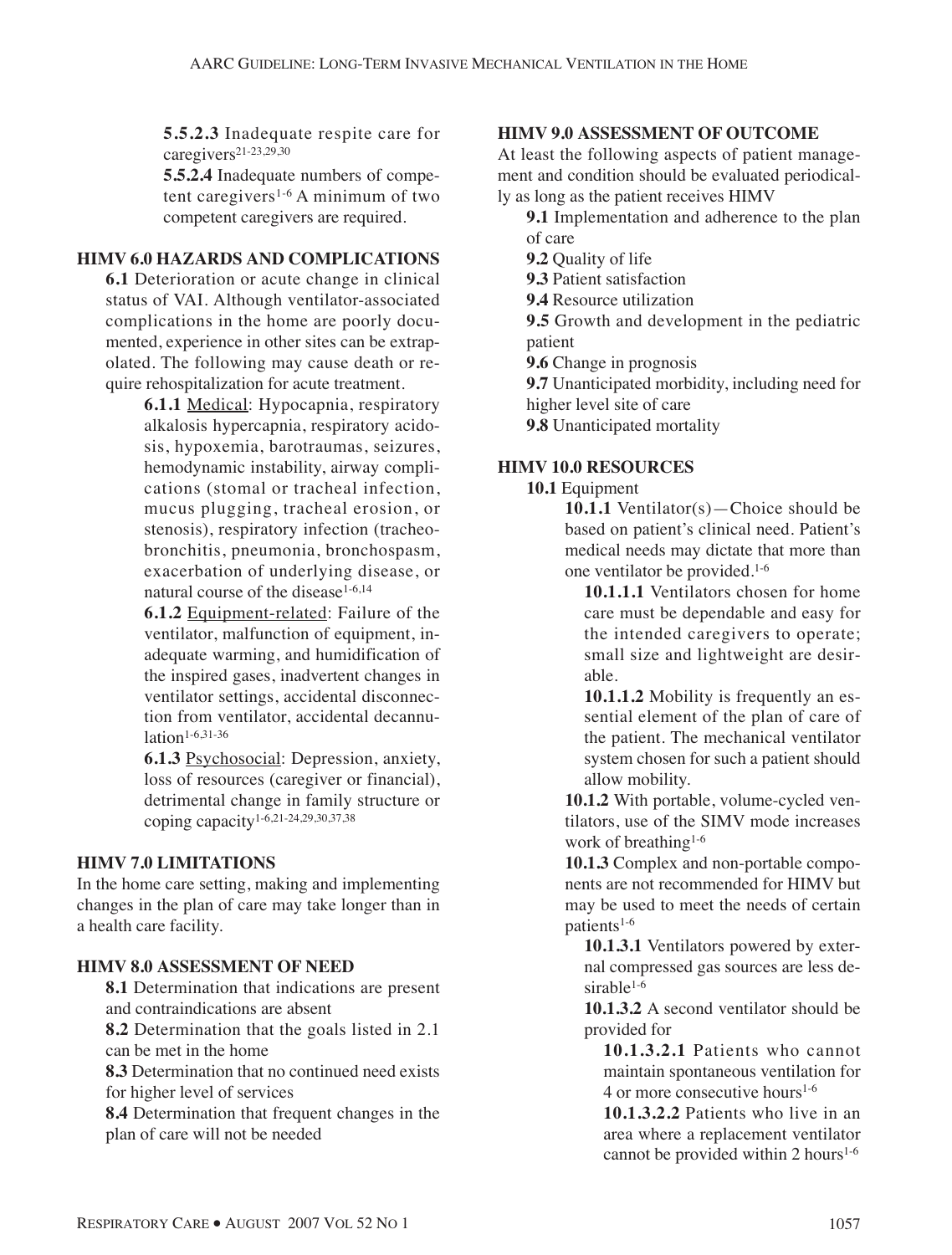**5.5.2.3** Inadequate respite care for caregivers[21-23,29,30]

**5.5.2.4** Inadequate numbers of competent caregivers[1-6] A minimum of two competent caregivers are required.

## HIMV 6.0 HAZARDS AND COMPLICATIONS

**6.1** Deterioration or acute change in clinical status of VAI. Although ventilator-associated complications in the home are poorly documented, experience in other sites can be extrapolated. The following may cause death or require rehospitalization for acute treatment.

**6.1.1** Medical: Hypocapnia, respiratory alkalosis hypercapnia, respiratory acidosis, hypoxemia, barotraumas, seizures, hemodynamic instability, airway complications (stomal or tracheal infection, mucus plugging, tracheal erosion, or stenosis), respiratory infection (tracheobronchitis, pneumonia, bronchospasm, exacerbation of underlying disease, or natural course of the disease[1-6,14]

**6.1.2** Equipment-related: Failure of the ventilator, malfunction of equipment, inadequate warming, and humidification of the inspired gases, inadvertent changes in ventilator settings, accidental disconnection from ventilator, accidental decannulation[1-6,31-36]

**6.1.3** Psychosocial: Depression, anxiety, loss of resources (caregiver or financial), detrimental change in family structure or coping capacity[1-6,21-24,29,30,37,38]

## HIMV 7.0 LIMITATIONS

In the home care setting, making and implementing changes in the plan of care may take longer than in a health care facility.

## HIMV 8.0 ASSESSMENT OF NEED

**8.1** Determination that indications are present and contraindications are absent

**8.2** Determination that the goals listed in 2.1 can be met in the home

**8.3** Determination that no continued need exists for higher level of services

**8.4** Determination that frequent changes in the plan of care will not be needed

## HIMV 9.0 ASSESSMENT OF OUTCOME

At least the following aspects of patient management and condition should be evaluated periodically as long as the patient receives HIMV

**9.1** Implementation and adherence to the plan of care

**9.2** Quality of life

**9.3** Patient satisfaction

**9.4** Resource utilization

**9.5** Growth and development in the pediatric patient

**9.6** Change in prognosis

**9.7** Unanticipated morbidity, including need for higher level site of care

**9.8** Unanticipated mortality

## HIMV 10.0 RESOURCES

**10.1** Equipment

**10.1.1** Ventilator(s)—Choice should be based on patient's clinical need. Patient's medical needs may dictate that more than one ventilator be provided.[1-6]

**10.1.1.1** Ventilators chosen for home care must be dependable and easy for the intended caregivers to operate; small size and lightweight are desirable.

**10.1.1.2** Mobility is frequently an essential element of the plan of care of the patient. The mechanical ventilator system chosen for such a patient should allow mobility.

**10.1.2** With portable, volume-cycled ventilators, use of the SIMV mode increases work of breathing[1-6]

**10.1.3** Complex and non-portable components are not recommended for HIMV but may be used to meet the needs of certain patients[1-6]

**10.1.3.1** Ventilators powered by external compressed gas sources are less desirable[1-6]

**10.1.3.2** A second ventilator should be provided for

**10.1.3.2.1** Patients who cannot maintain spontaneous ventilation for 4 or more consecutive hours[1-6]

**10.1.3.2.2** Patients who live in an area where a replacement ventilator cannot be provided within 2 hours[1-6]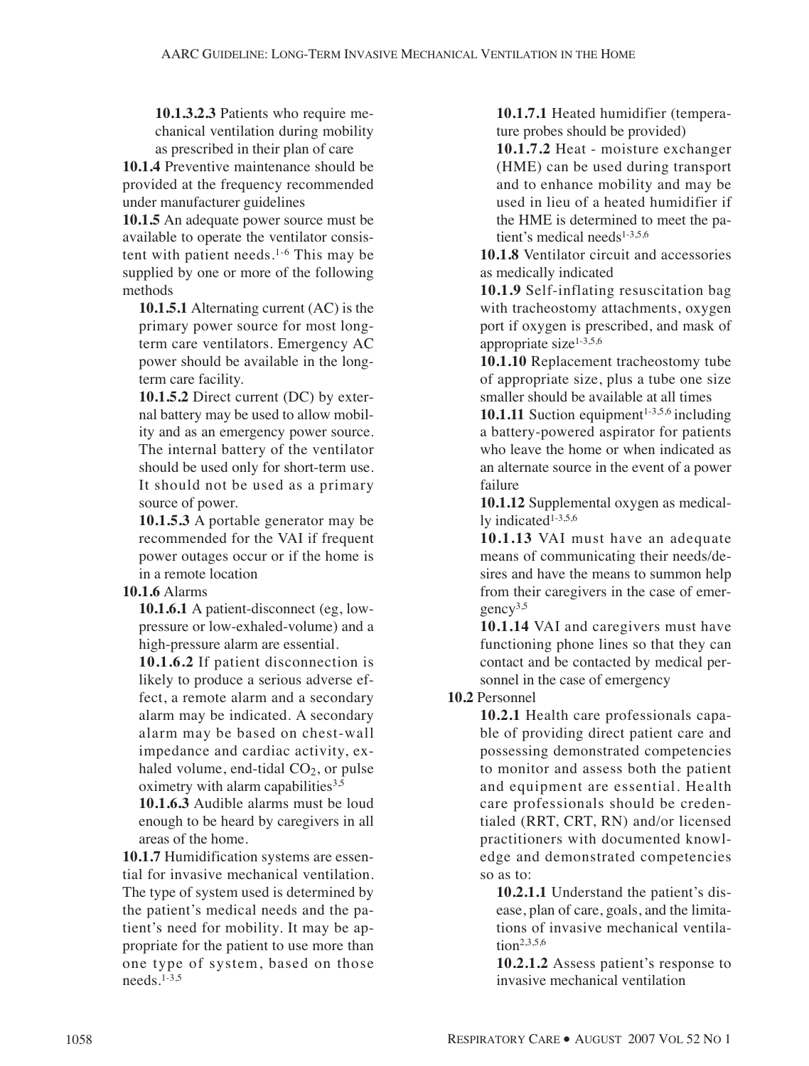**10.1.3.2.3** Patients who require mechanical ventilation during mobility as prescribed in their plan of care

**10.1.4** Preventive maintenance should be provided at the frequency recommended under manufacturer guidelines

**10.1.5** An adequate power source must be available to operate the ventilator consistent with patient needs.[1-6] This may be supplied by one or more of the following methods

**10.1.5.1** Alternating current (AC) is the primary power source for most long-term care ventilators. Emergency AC power should be available in the long-term care facility.

**10.1.5.2** Direct current (DC) by external battery may be used to allow mobility and as an emergency power source. The internal battery of the ventilator should be used only for short-term use. It should not be used as a primary source of power.

**10.1.5.3** A portable generator may be recommended for the VAI if frequent power outages occur or if the home is in a remote location

**10.1.6** Alarms

**10.1.6.1** A patient-disconnect (eg, low-pressure or low-exhaled-volume) and a high-pressure alarm are essential.

**10.1.6.2** If patient disconnection is likely to produce a serious adverse effect, a remote alarm and a secondary alarm may be indicated. A secondary alarm may be based on chest-wall impedance and cardiac activity, exhaled volume, end-tidal $CO_2$, or pulse oximetry with alarm capabilities[3,5]

**10.1.6.3** Audible alarms must be loud enough to be heard by caregivers in all areas of the home.

**10.1.7** Humidification systems are essential for invasive mechanical ventilation. The type of system used is determined by the patient's medical needs and the patient's need for mobility. It may be appropriate for the patient to use more than one type of system, based on those needs.[1-3,5]

**10.1.7.1** Heated humidifier (temperature probes should be provided)

**10.1.7.2** Heat - moisture exchanger (HME) can be used during transport and to enhance mobility and may be used in lieu of a heated humidifier if the HME is determined to meet the patient's medical needs[1-3,5,6]

**10.1.8** Ventilator circuit and accessories as medically indicated

**10.1.9** Self-inflating resuscitation bag with tracheostomy attachments, oxygen port if oxygen is prescribed, and mask of appropriate size[1-3,5,6]

**10.1.10** Replacement tracheostomy tube of appropriate size, plus a tube one size smaller should be available at all times

**10.1.11** Suction equipment[1-3,5,6] including a battery-powered aspirator for patients who leave the home or when indicated as an alternate source in the event of a power failure

**10.1.12** Supplemental oxygen as medically indicated[1-3,5,6]

**10.1.13** VAI must have an adequate means of communicating their needs/desires and have the means to summon help from their caregivers in the case of emergency[3,5]

**10.1.14** VAI and caregivers must have functioning phone lines so that they can contact and be contacted by medical personnel in the case of emergency

**10.2** Personnel

**10.2.1** Health care professionals capable of providing direct patient care and possessing demonstrated competencies to monitor and assess both the patient and equipment are essential. Health care professionals should be credentialed (RRT, CRT, RN) and/or licensed practitioners with documented knowledge and demonstrated competencies so as to:

**10.2.1.1** Understand the patient's disease, plan of care, goals, and the limitations of invasive mechanical ventilation[2,3,5,6]

**10.2.1.2** Assess patient's response to invasive mechanical ventilation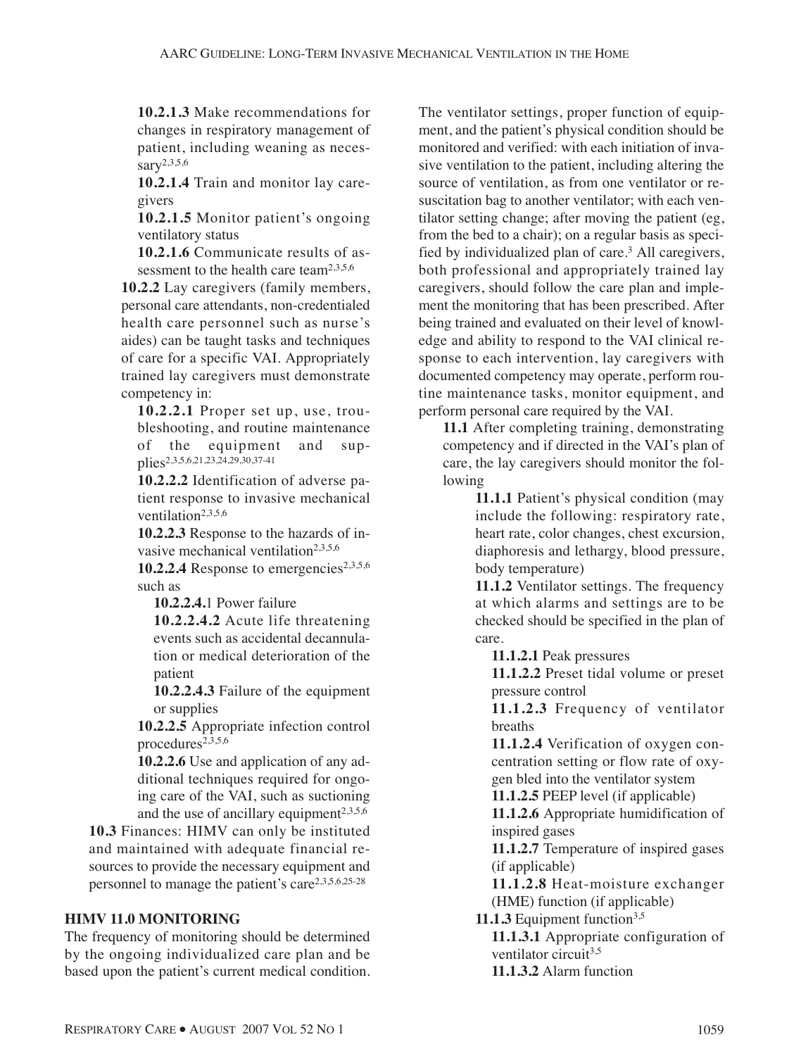**10.2.1.3** Make recommendations for changes in respiratory management of patient, including weaning as necessary[2,3,5,6]

**10.2.1.4** Train and monitor lay caregivers

**10.2.1.5** Monitor patient's ongoing ventilatory status

**10.2.1.6** Communicate results of assessment to the health care team[2,3,5,6]

**10.2.2** Lay caregivers (family members, personal care attendants, non-credentialed health care personnel such as nurse's aides) can be taught tasks and techniques of care for a specific VAI. Appropriately trained lay caregivers must demonstrate competency in:

**10.2.2.1** Proper set up, use, troubleshooting, and routine maintenance of the equipment and supplies[2,3,5,6,21,23,24,29,30,37-41]

**10.2.2.2** Identification of adverse patient response to invasive mechanical ventilation[2,3,5,6]

**10.2.2.3** Response to the hazards of invasive mechanical ventilation[2,3,5,6]

**10.2.2.4** Response to emergencies[2,3,5,6] such as

**10.2.2.4.**1 Power failure

**10.2.2.4.2** Acute life threatening events such as accidental decannulation or medical deterioration of the patient

**10.2.2.4.3** Failure of the equipment or supplies

**10.2.2.5** Appropriate infection control procedures[2,3,5,6]

**10.2.2.6** Use and application of any additional techniques required for ongoing care of the VAI, such as suctioning and the use of ancillary equipment[2,3,5,6]

**10.3** Finances: HIMV can only be instituted and maintained with adequate financial resources to provide the necessary equipment and personnel to manage the patient's care[2,3,5,6,25-28]

## HIMV 11.0 MONITORING

The frequency of monitoring should be determined by the ongoing individualized care plan and be based upon the patient's current medical condition. The ventilator settings, proper function of equipment, and the patient's physical condition should be monitored and verified: with each initiation of invasive ventilation to the patient, including altering the source of ventilation, as from one ventilator or resuscitation bag to another ventilator; with each ventilator setting change; after moving the patient (eg, from the bed to a chair); on a regular basis as specified by individualized plan of care.[3] All caregivers, both professional and appropriately trained lay caregivers, should follow the care plan and implement the monitoring that has been prescribed. After being trained and evaluated on their level of knowledge and ability to respond to the VAI clinical response to each intervention, lay caregivers with documented competency may operate, perform routine maintenance tasks, monitor equipment, and perform personal care required by the VAI.

**11.1** After completing training, demonstrating competency and if directed in the VAI's plan of care, the lay caregivers should monitor the following

**11.1.1** Patient's physical condition (may include the following: respiratory rate, heart rate, color changes, chest excursion, diaphoresis and lethargy, blood pressure, body temperature)

**11.1.2** Ventilator settings. The frequency at which alarms and settings are to be checked should be specified in the plan of care.

**11.1.2.1** Peak pressures

**11.1.2.2** Preset tidal volume or preset pressure control

**11.1.2.3** Frequency of ventilator breaths

**11.1.2.4** Verification of oxygen concentration setting or flow rate of oxygen bled into the ventilator system

**11.1.2.5** PEEP level (if applicable)

**11.1.2.6** Appropriate humidification of inspired gases

**11.1.2.7** Temperature of inspired gases (if applicable)

**11.1.2.8** Heat-moisture exchanger (HME) function (if applicable)

**11.1.3** Equipment function[3,5]

**11.1.3.1** Appropriate configuration of ventilator circuit[3,5]

**11.1.3.2** Alarm function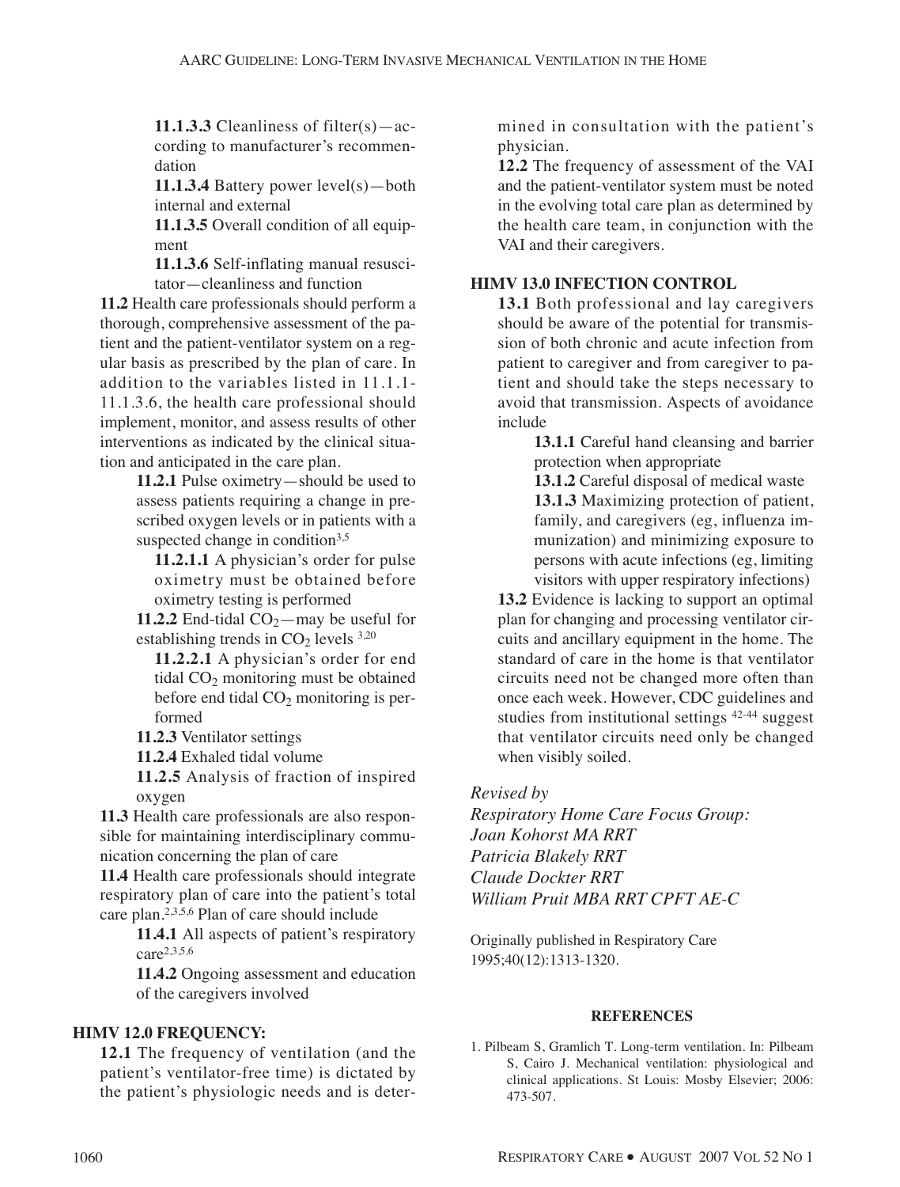**11.1.3.3** Cleanliness of filter(s)—according to manufacturer's recommendation

**11.1.3.4** Battery power level(s)—both internal and external

**11.1.3.5** Overall condition of all equipment

**11.1.3.6** Self-inflating manual resuscitator—cleanliness and function

**11.2** Health care professionals should perform a thorough, comprehensive assessment of the patient and the patient-ventilator system on a regular basis as prescribed by the plan of care. In addition to the variables listed in 11.1.1-11.1.3.6, the health care professional should implement, monitor, and assess results of other interventions as indicated by the clinical situation and anticipated in the care plan.

**11.2.1** Pulse oximetry—should be used to assess patients requiring a change in prescribed oxygen levels or in patients with a suspected change in condition[3,5]

**11.2.1.1** A physician's order for pulse oximetry must be obtained before oximetry testing is performed

**11.2.2** End-tidal $CO_2$—may be useful for establishing trends in $CO_2$ levels [3,20]

**11.2.2.1** A physician's order for end tidal $CO_2$ monitoring must be obtained before end tidal $CO_2$ monitoring is performed

**11.2.3** Ventilator settings

**11.2.4** Exhaled tidal volume

**11.2.5** Analysis of fraction of inspired oxygen

**11.3** Health care professionals are also responsible for maintaining interdisciplinary communication concerning the plan of care

**11.4** Health care professionals should integrate respiratory plan of care into the patient's total care plan.[2,3,5,6] Plan of care should include

**11.4.1** All aspects of patient's respiratory care[2,3,5,6]

**11.4.2** Ongoing assessment and education of the caregivers involved

## HIMV 12.0 FREQUENCY:

**12.1** The frequency of ventilation (and the patient's ventilator-free time) is dictated by the patient's physiologic needs and is determined in consultation with the patient's physician.

**12.2** The frequency of assessment of the VAI and the patient-ventilator system must be noted in the evolving total care plan as determined by the health care team, in conjunction with the VAI and their caregivers.

## HIMV 13.0 INFECTION CONTROL

**13.1** Both professional and lay caregivers should be aware of the potential for transmission of both chronic and acute infection from patient to caregiver and from caregiver to patient and should take the steps necessary to avoid that transmission. Aspects of avoidance include

**13.1.1** Careful hand cleansing and barrier protection when appropriate

**13.1.2** Careful disposal of medical waste

**13.1.3** Maximizing protection of patient, family, and caregivers (eg, influenza immunization) and minimizing exposure to persons with acute infections (eg, limiting visitors with upper respiratory infections)

**13.2** Evidence is lacking to support an optimal plan for changing and processing ventilator circuits and ancillary equipment in the home. The standard of care in the home is that ventilator circuits need not be changed more often than once each week. However, CDC guidelines and studies from institutional settings [42-44] suggest that ventilator circuits need only be changed when visibly soiled.

*Revised by*
*Respiratory Home Care Focus Group:*
*Joan Kohorst MA RRT*
*Patricia Blakely RRT*
*Claude Dockter RRT*
*William Pruit MBA RRT CPFT AE-C*

Originally published in Respiratory Care 1995;40(12):1313-1320.

#### REFERENCES

1. Pilbeam S, Gramlich T. Long-term ventilation. In: Pilbeam S, Cairo J. Mechanical ventilation: physiological and clinical applications. St Louis: Mosby Elsevier; 2006: 473-507.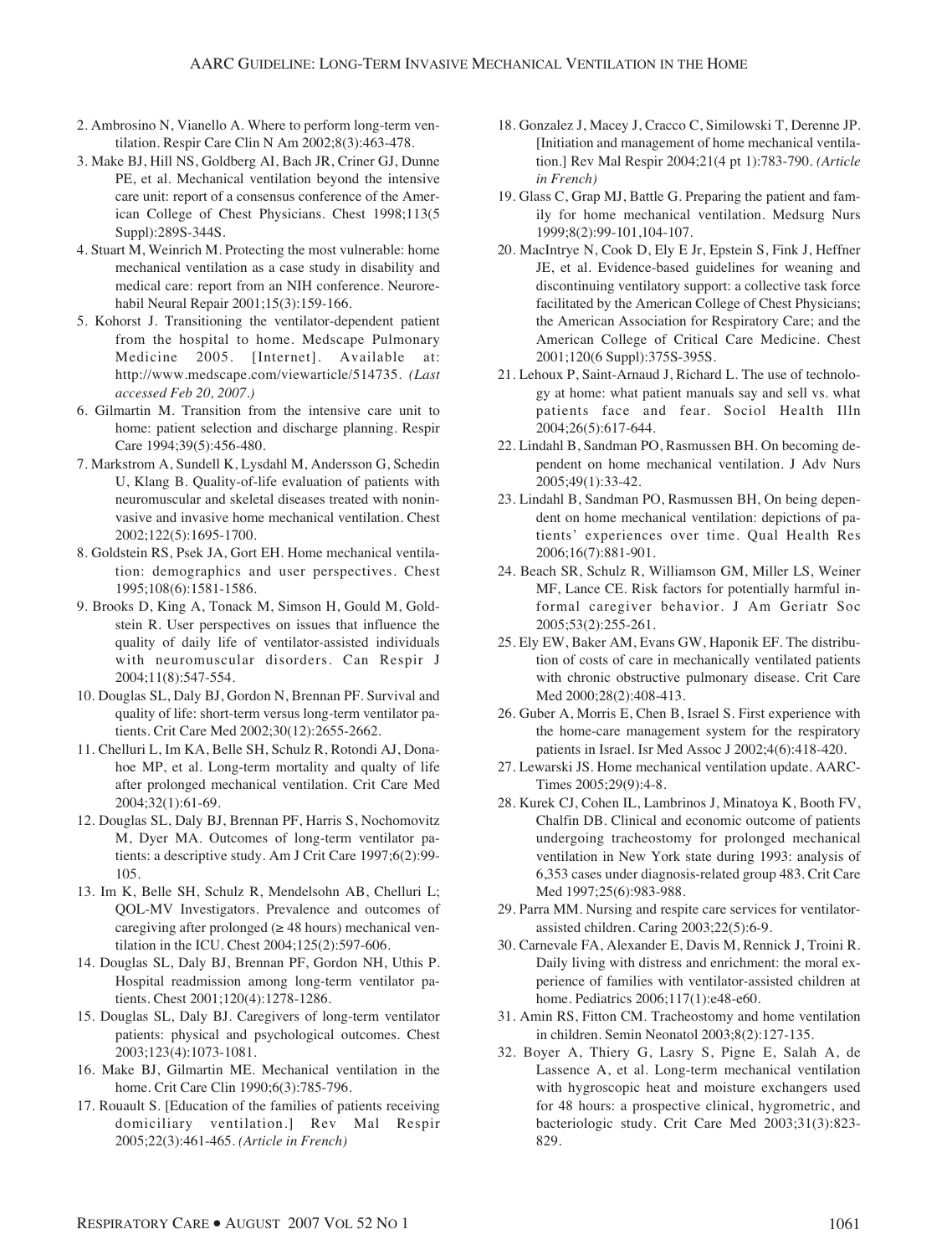2. Ambrosino N, Vianello A. Where to perform long-term ventilation. Respir Care Clin N Am 2002;8(3):463-478.

3. Make BJ, Hill NS, Goldberg AI, Bach JR, Criner GJ, Dunne PE, et al. Mechanical ventilation beyond the intensive care unit: report of a consensus conference of the American College of Chest Physicians. Chest 1998;113(5 Suppl):289S-344S.

4. Stuart M, Weinrich M. Protecting the most vulnerable: home mechanical ventilation as a case study in disability and medical care: report from an NIH conference. Neurorehabil Neural Repair 2001;15(3):159-166.

5. Kohorst J. Transitioning the ventilator-dependent patient from the hospital to home. Medscape Pulmonary Medicine 2005. [Internet]. Available at: http://www.medscape.com/viewarticle/514735. *(Last accessed Feb 20, 2007.)*

6. Gilmartin M. Transition from the intensive care unit to home: patient selection and discharge planning. Respir Care 1994;39(5):456-480.

7. Markstrom A, Sundell K, Lysdahl M, Andersson G, Schedin U, Klang B. Quality-of-life evaluation of patients with neuromuscular and skeletal diseases treated with noninvasive and invasive home mechanical ventilation. Chest 2002;122(5):1695-1700.

8. Goldstein RS, Psek JA, Gort EH. Home mechanical ventilation: demographics and user perspectives. Chest 1995;108(6):1581-1586.

9. Brooks D, King A, Tonack M, Simson H, Gould M, Goldstein R. User perspectives on issues that influence the quality of daily life of ventilator-assisted individuals with neuromuscular disorders. Can Respir J 2004;11(8):547-554.

10. Douglas SL, Daly BJ, Gordon N, Brennan PF. Survival and quality of life: short-term versus long-term ventilator patients. Crit Care Med 2002;30(12):2655-2662.

11. Chelluri L, Im KA, Belle SH, Schulz R, Rotondi AJ, Donahoe MP, et al. Long-term mortality and qualty of life after prolonged mechanical ventilation. Crit Care Med 2004;32(1):61-69.

12. Douglas SL, Daly BJ, Brennan PF, Harris S, Nochomovitz M, Dyer MA. Outcomes of long-term ventilator patients: a descriptive study. Am J Crit Care 1997;6(2):99-105.

13. Im K, Belle SH, Schulz R, Mendelsohn AB, Chelluri L; QOL-MV Investigators. Prevalence and outcomes of caregiving after prolonged (≥ 48 hours) mechanical ventilation in the ICU. Chest 2004;125(2):597-606.

14. Douglas SL, Daly BJ, Brennan PF, Gordon NH, Uthis P. Hospital readmission among long-term ventilator patients. Chest 2001;120(4):1278-1286.

15. Douglas SL, Daly BJ. Caregivers of long-term ventilator patients: physical and psychological outcomes. Chest 2003;123(4):1073-1081.

16. Make BJ, Gilmartin ME. Mechanical ventilation in the home. Crit Care Clin 1990;6(3):785-796.

17. Rouault S. [Education of the families of patients receiving domiciliary ventilation.] Rev Mal Respir 2005;22(3):461-465. *(Article in French)*

18. Gonzalez J, Macey J, Cracco C, Similowski T, Derenne JP. [Initiation and management of home mechanical ventilation.] Rev Mal Respir 2004;21(4 pt 1):783-790. *(Article in French)*

19. Glass C, Grap MJ, Battle G. Preparing the patient and family for home mechanical ventilation. Medsurg Nurs 1999;8(2):99-101,104-107.

20. MacIntrye N, Cook D, Ely E Jr, Epstein S, Fink J, Heffner JE, et al. Evidence-based guidelines for weaning and discontinuing ventilatory support: a collective task force facilitated by the American College of Chest Physicians; the American Association for Respiratory Care; and the American College of Critical Care Medicine. Chest 2001;120(6 Suppl):375S-395S.

21. Lehoux P, Saint-Arnaud J, Richard L. The use of technology at home: what patient manuals say and sell vs. what patients face and fear. Sociol Health Illn 2004;26(5):617-644.

22. Lindahl B, Sandman PO, Rasmussen BH. On becoming dependent on home mechanical ventilation. J Adv Nurs 2005;49(1):33-42.

23. Lindahl B, Sandman PO, Rasmussen BH, On being dependent on home mechanical ventilation: depictions of patients' experiences over time. Qual Health Res 2006;16(7):881-901.

24. Beach SR, Schulz R, Williamson GM, Miller LS, Weiner MF, Lance CE. Risk factors for potentially harmful informal caregiver behavior. J Am Geriatr Soc 2005;53(2):255-261.

25. Ely EW, Baker AM, Evans GW, Haponik EF. The distribution of costs of care in mechanically ventilated patients with chronic obstructive pulmonary disease. Crit Care Med 2000;28(2):408-413.

26. Guber A, Morris E, Chen B, Israel S. First experience with the home-care management system for the respiratory patients in Israel. Isr Med Assoc J 2002;4(6):418-420.

27. Lewarski JS. Home mechanical ventilation update. AARC-Times 2005;29(9):4-8.

28. Kurek CJ, Cohen IL, Lambrinos J, Minatoya K, Booth FV, Chalfin DB. Clinical and economic outcome of patients undergoing tracheostomy for prolonged mechanical ventilation in New York state during 1993: analysis of 6,353 cases under diagnosis-related group 483. Crit Care Med 1997;25(6):983-988.

29. Parra MM. Nursing and respite care services for ventilator-assisted children. Caring 2003;22(5):6-9.

30. Carnevale FA, Alexander E, Davis M, Rennick J, Troini R. Daily living with distress and enrichment: the moral experience of families with ventilator-assisted children at home. Pediatrics 2006;117(1):e48-e60.

31. Amin RS, Fitton CM. Tracheostomy and home ventilation in children. Semin Neonatol 2003;8(2):127-135.

32. Boyer A, Thiery G, Lasry S, Pigne E, Salah A, de Lassence A, et al. Long-term mechanical ventilation with hygroscopic heat and moisture exchangers used for 48 hours: a prospective clinical, hygrometric, and bacteriologic study. Crit Care Med 2003;31(3):823-829.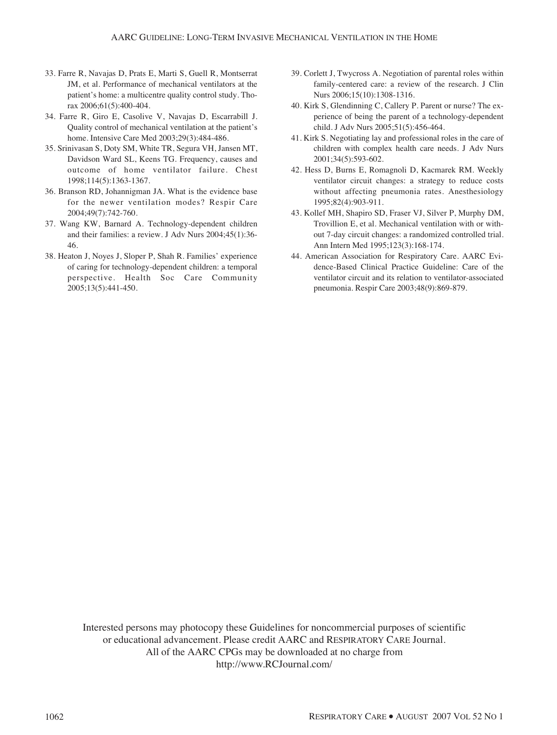33. Farre R, Navajas D, Prats E, Marti S, Guell R, Montserrat JM, et al. Performance of mechanical ventilators at the patient's home: a multicentre quality control study. Thorax 2006;61(5):400-404.
34. Farre R, Giro E, Casolive V, Navajas D, Escarrabill J. Quality control of mechanical ventilation at the patient's home. Intensive Care Med 2003;29(3):484-486.
35. Srinivasan S, Doty SM, White TR, Segura VH, Jansen MT, Davidson Ward SL, Keens TG. Frequency, causes and outcome of home ventilator failure. Chest 1998;114(5):1363-1367.
36. Branson RD, Johannigman JA. What is the evidence base for the newer ventilation modes? Respir Care 2004;49(7):742-760.
37. Wang KW, Barnard A. Technology-dependent children and their families: a review. J Adv Nurs 2004;45(1):36-46.
38. Heaton J, Noyes J, Sloper P, Shah R. Families' experience of caring for technology-dependent children: a temporal perspective. Health Soc Care Community 2005;13(5):441-450.
39. Corlett J, Twycross A. Negotiation of parental roles within family-centered care: a review of the research. J Clin Nurs 2006;15(10):1308-1316.
40. Kirk S, Glendinning C, Callery P. Parent or nurse? The experience of being the parent of a technology-dependent child. J Adv Nurs 2005;51(5):456-464.
41. Kirk S. Negotiating lay and professional roles in the care of children with complex health care needs. J Adv Nurs 2001;34(5):593-602.
42. Hess D, Burns E, Romagnoli D, Kacmarek RM. Weekly ventilator circuit changes: a strategy to reduce costs without affecting pneumonia rates. Anesthesiology 1995;82(4):903-911.
43. Kollef MH, Shapiro SD, Fraser VJ, Silver P, Murphy DM, Trovillion E, et al. Mechanical ventilation with or without 7-day circuit changes: a randomized controlled trial. Ann Intern Med 1995;123(3):168-174.
44. American Association for Respiratory Care. AARC Evidence-Based Clinical Practice Guideline: Care of the ventilator circuit and its relation to ventilator-associated pneumonia. Respir Care 2003;48(9):869-879.

Interested persons may photocopy these Guidelines for noncommercial purposes of scientific or educational advancement. Please credit AARC and RESPIRATORY CARE Journal. All of the AARC CPGs may be downloaded at no charge from http://www.RCJournal.com/